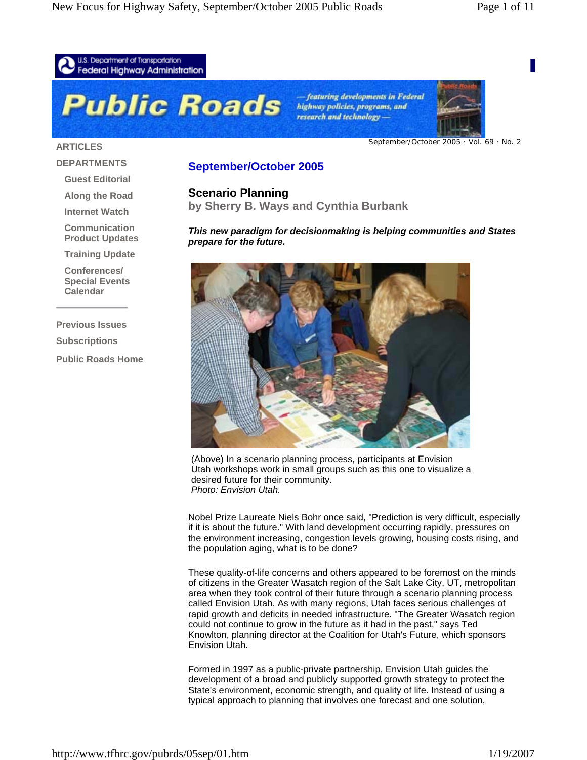U.S. Department of Transportation
Federal Highway Administration

# Public Roads

*—featuring developments in Federal highway policies, programs, and research and technology—*

September/October 2005 · Vol. 69 · No. 2

**ARTICLES**

**DEPARTMENTS**

- Guest Editorial
- Along the Road
- Internet Watch
- Communication Product Updates
- Training Update
- Conferences/ Special Events Calendar

**Previous Issues**

**Subscriptions**

**Public Roads Home**

## September/October 2005

### Scenario Planning

**by Sherry B. Ways and Cynthia Burbank**

***This new paradigm for decisionmaking is helping communities and States prepare for the future.***

(Above) In a scenario planning process, participants at Envision Utah workshops work in small groups such as this one to visualize a desired future for their community.
*Photo: Envision Utah.*

Nobel Prize Laureate Niels Bohr once said, "Prediction is very difficult, especially if it is about the future." With land development occurring rapidly, pressures on the environment increasing, congestion levels growing, housing costs rising, and the population aging, what is to be done?

These quality-of-life concerns and others appeared to be foremost on the minds of citizens in the Greater Wasatch region of the Salt Lake City, UT, metropolitan area when they took control of their future through a scenario planning process called Envision Utah. As with many regions, Utah faces serious challenges of rapid growth and deficits in needed infrastructure. "The Greater Wasatch region could not continue to grow in the future as it had in the past," says Ted Knowlton, planning director at the Coalition for Utah's Future, which sponsors Envision Utah.

Formed in 1997 as a public-private partnership, Envision Utah guides the development of a broad and publicly supported growth strategy to protect the State's environment, economic strength, and quality of life. Instead of using a typical approach to planning that involves one forecast and one solution,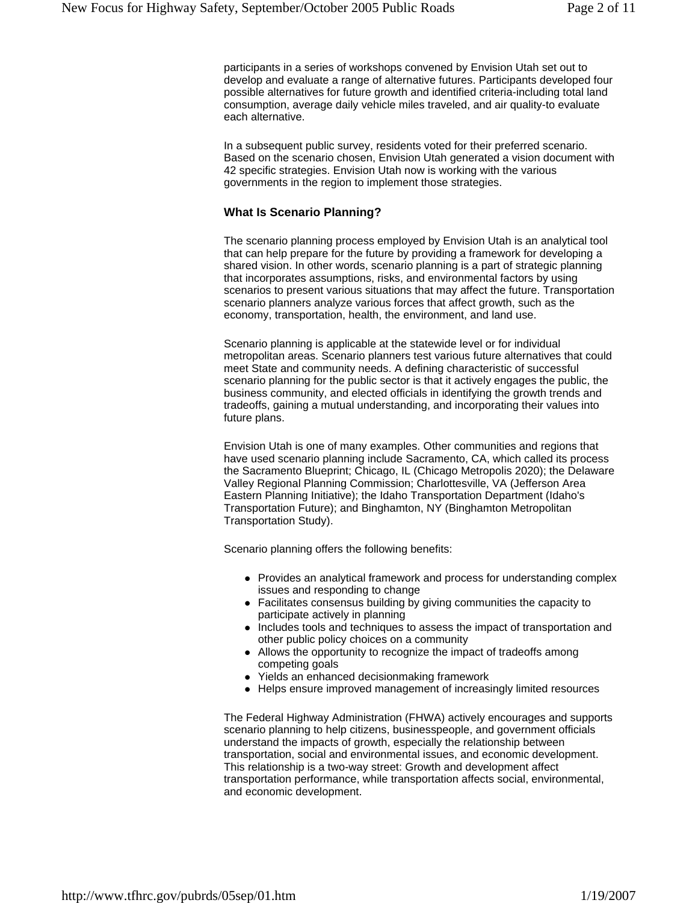participants in a series of workshops convened by Envision Utah set out to develop and evaluate a range of alternative futures. Participants developed four possible alternatives for future growth and identified criteria-including total land consumption, average daily vehicle miles traveled, and air quality-to evaluate each alternative.

In a subsequent public survey, residents voted for their preferred scenario. Based on the scenario chosen, Envision Utah generated a vision document with 42 specific strategies. Envision Utah now is working with the various governments in the region to implement those strategies.

### What Is Scenario Planning?

The scenario planning process employed by Envision Utah is an analytical tool that can help prepare for the future by providing a framework for developing a shared vision. In other words, scenario planning is a part of strategic planning that incorporates assumptions, risks, and environmental factors by using scenarios to present various situations that may affect the future. Transportation scenario planners analyze various forces that affect growth, such as the economy, transportation, health, the environment, and land use.

Scenario planning is applicable at the statewide level or for individual metropolitan areas. Scenario planners test various future alternatives that could meet State and community needs. A defining characteristic of successful scenario planning for the public sector is that it actively engages the public, the business community, and elected officials in identifying the growth trends and tradeoffs, gaining a mutual understanding, and incorporating their values into future plans.

Envision Utah is one of many examples. Other communities and regions that have used scenario planning include Sacramento, CA, which called its process the Sacramento Blueprint; Chicago, IL (Chicago Metropolis 2020); the Delaware Valley Regional Planning Commission; Charlottesville, VA (Jefferson Area Eastern Planning Initiative); the Idaho Transportation Department (Idaho's Transportation Future); and Binghamton, NY (Binghamton Metropolitan Transportation Study).

Scenario planning offers the following benefits:

- Provides an analytical framework and process for understanding complex issues and responding to change
- Facilitates consensus building by giving communities the capacity to participate actively in planning
- Includes tools and techniques to assess the impact of transportation and other public policy choices on a community
- Allows the opportunity to recognize the impact of tradeoffs among competing goals
- Yields an enhanced decisionmaking framework
- Helps ensure improved management of increasingly limited resources

The Federal Highway Administration (FHWA) actively encourages and supports scenario planning to help citizens, businesspeople, and government officials understand the impacts of growth, especially the relationship between transportation, social and environmental issues, and economic development. This relationship is a two-way street: Growth and development affect transportation performance, while transportation affects social, environmental, and economic development.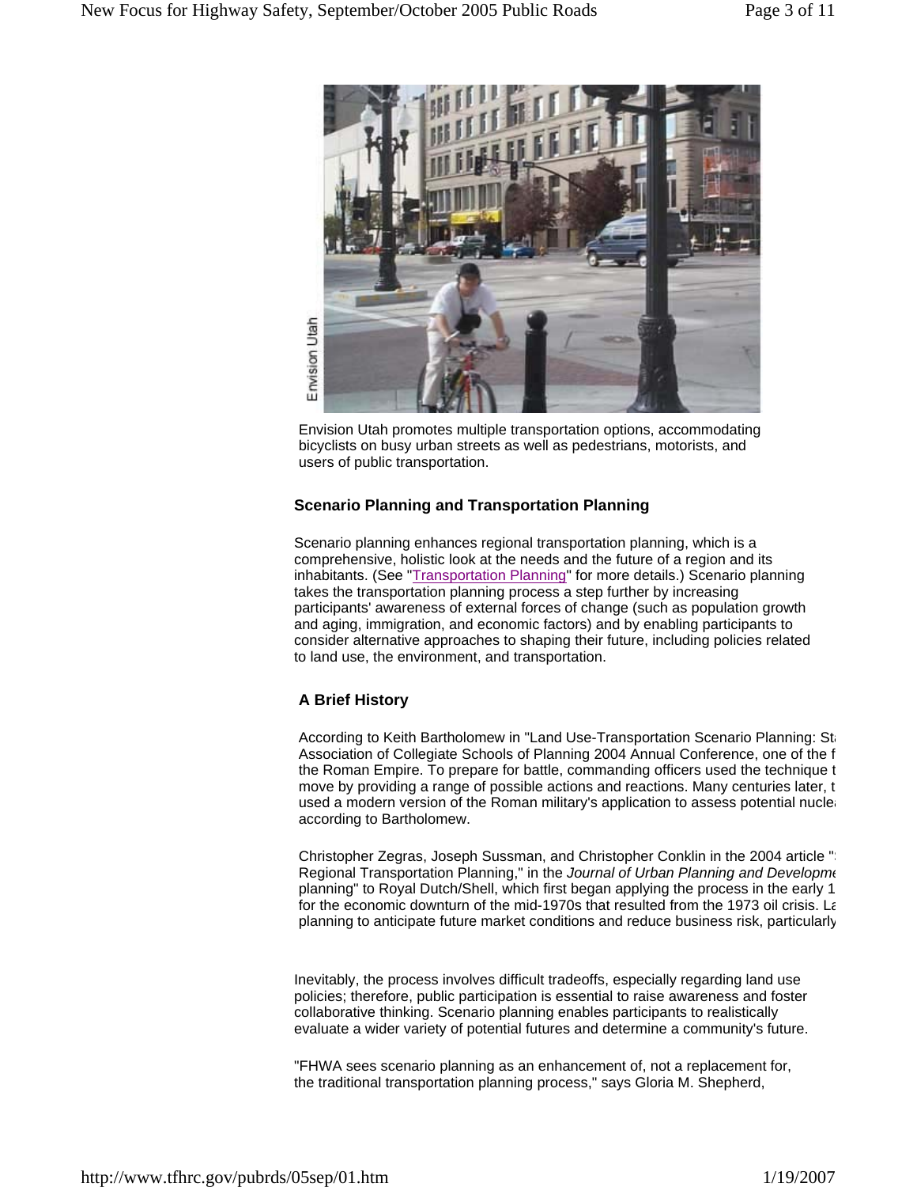Envision Utah

Envision Utah promotes multiple transportation options, accommodating bicyclists on busy urban streets as well as pedestrians, motorists, and users of public transportation.

### Scenario Planning and Transportation Planning

Scenario planning enhances regional transportation planning, which is a comprehensive, holistic look at the needs and the future of a region and its inhabitants. (See "Transportation Planning" for more details.) Scenario planning takes the transportation planning process a step further by increasing participants' awareness of external forces of change (such as population growth and aging, immigration, and economic factors) and by enabling participants to consider alternative approaches to shaping their future, including policies related to land use, the environment, and transportation.

### A Brief History

According to Keith Bartholomew in "Land Use-Transportation Scenario Planning: St Association of Collegiate Schools of Planning 2004 Annual Conference, one of the f the Roman Empire. To prepare for battle, commanding officers used the technique t move by providing a range of possible actions and reactions. Many centuries later, t used a modern version of the Roman military's application to assess potential nucle according to Bartholomew.

Christopher Zegras, Joseph Sussman, and Christopher Conklin in the 2004 article " Regional Transportation Planning," in the *Journal of Urban Planning and Developme* planning" to Royal Dutch/Shell, which first began applying the process in the early 1 for the economic downturn of the mid-1970s that resulted from the 1973 oil crisis. La planning to anticipate future market conditions and reduce business risk, particularly

Inevitably, the process involves difficult tradeoffs, especially regarding land use policies; therefore, public participation is essential to raise awareness and foster collaborative thinking. Scenario planning enables participants to realistically evaluate a wider variety of potential futures and determine a community's future.

"FHWA sees scenario planning as an enhancement of, not a replacement for, the traditional transportation planning process," says Gloria M. Shepherd,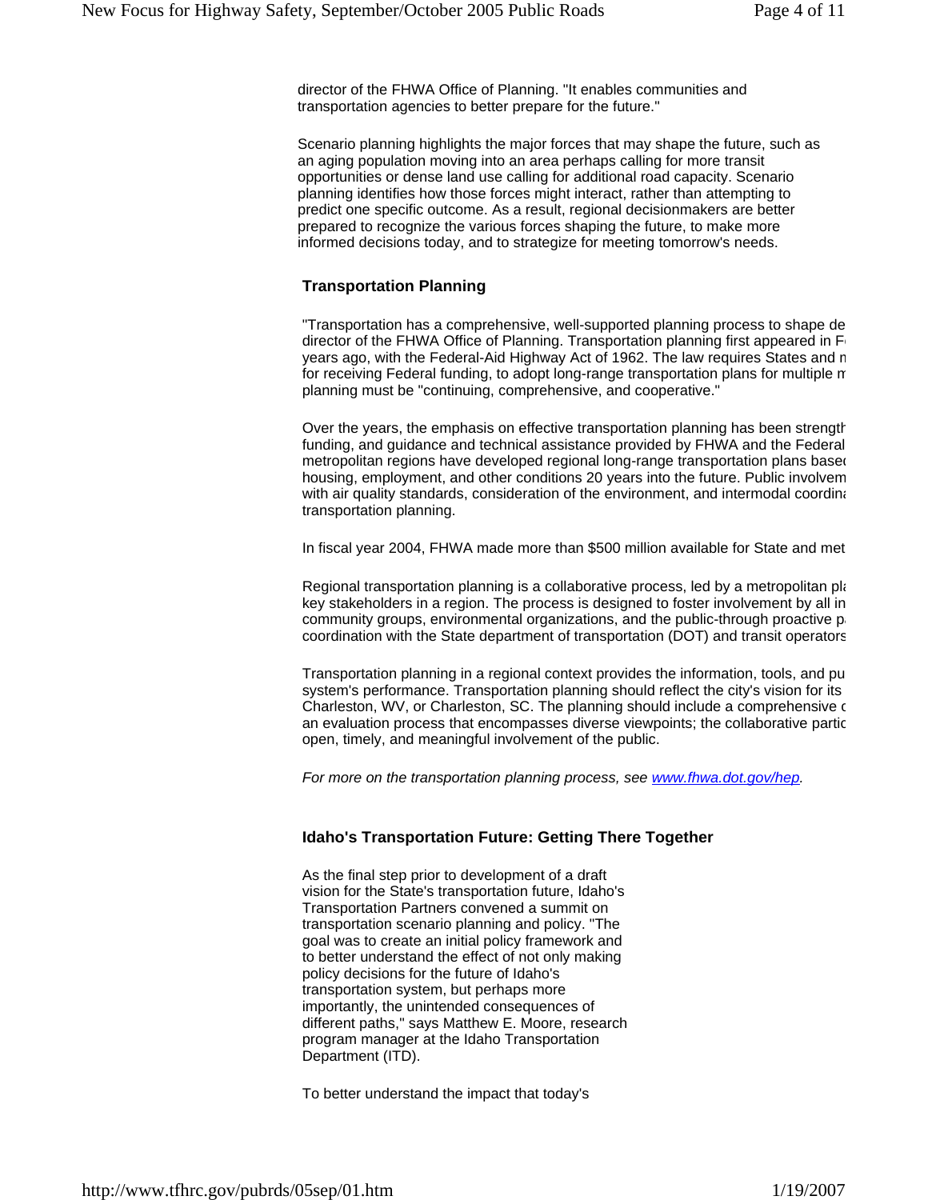director of the FHWA Office of Planning. "It enables communities and transportation agencies to better prepare for the future."

Scenario planning highlights the major forces that may shape the future, such as an aging population moving into an area perhaps calling for more transit opportunities or dense land use calling for additional road capacity. Scenario planning identifies how those forces might interact, rather than attempting to predict one specific outcome. As a result, regional decisionmakers are better prepared to recognize the various forces shaping the future, to make more informed decisions today, and to strategize for meeting tomorrow's needs.

### Transportation Planning

"Transportation has a comprehensive, well-supported planning process to shape de director of the FHWA Office of Planning. Transportation planning first appeared in F years ago, with the Federal-Aid Highway Act of 1962. The law requires States and n for receiving Federal funding, to adopt long-range transportation plans for multiple n planning must be "continuing, comprehensive, and cooperative."

Over the years, the emphasis on effective transportation planning has been strength funding, and guidance and technical assistance provided by FHWA and the Federal metropolitan regions have developed regional long-range transportation plans based housing, employment, and other conditions 20 years into the future. Public involvem with air quality standards, consideration of the environment, and intermodal coordina transportation planning.

In fiscal year 2004, FHWA made more than $500 million available for State and met

Regional transportation planning is a collaborative process, led by a metropolitan pla key stakeholders in a region. The process is designed to foster involvement by all in community groups, environmental organizations, and the public-through proactive pa coordination with the State department of transportation (DOT) and transit operators

Transportation planning in a regional context provides the information, tools, and pu system's performance. Transportation planning should reflect the city's vision for its Charleston, WV, or Charleston, SC. The planning should include a comprehensive c an evaluation process that encompasses diverse viewpoints; the collaborative partic open, timely, and meaningful involvement of the public.

*For more on the transportation planning process, see [www.fhwa.dot.gov/hep](www.fhwa.dot.gov/hep).*

### Idaho's Transportation Future: Getting There Together

As the final step prior to development of a draft vision for the State's transportation future, Idaho's Transportation Partners convened a summit on transportation scenario planning and policy. "The goal was to create an initial policy framework and to better understand the effect of not only making policy decisions for the future of Idaho's transportation system, but perhaps more importantly, the unintended consequences of different paths," says Matthew E. Moore, research program manager at the Idaho Transportation Department (ITD).

To better understand the impact that today's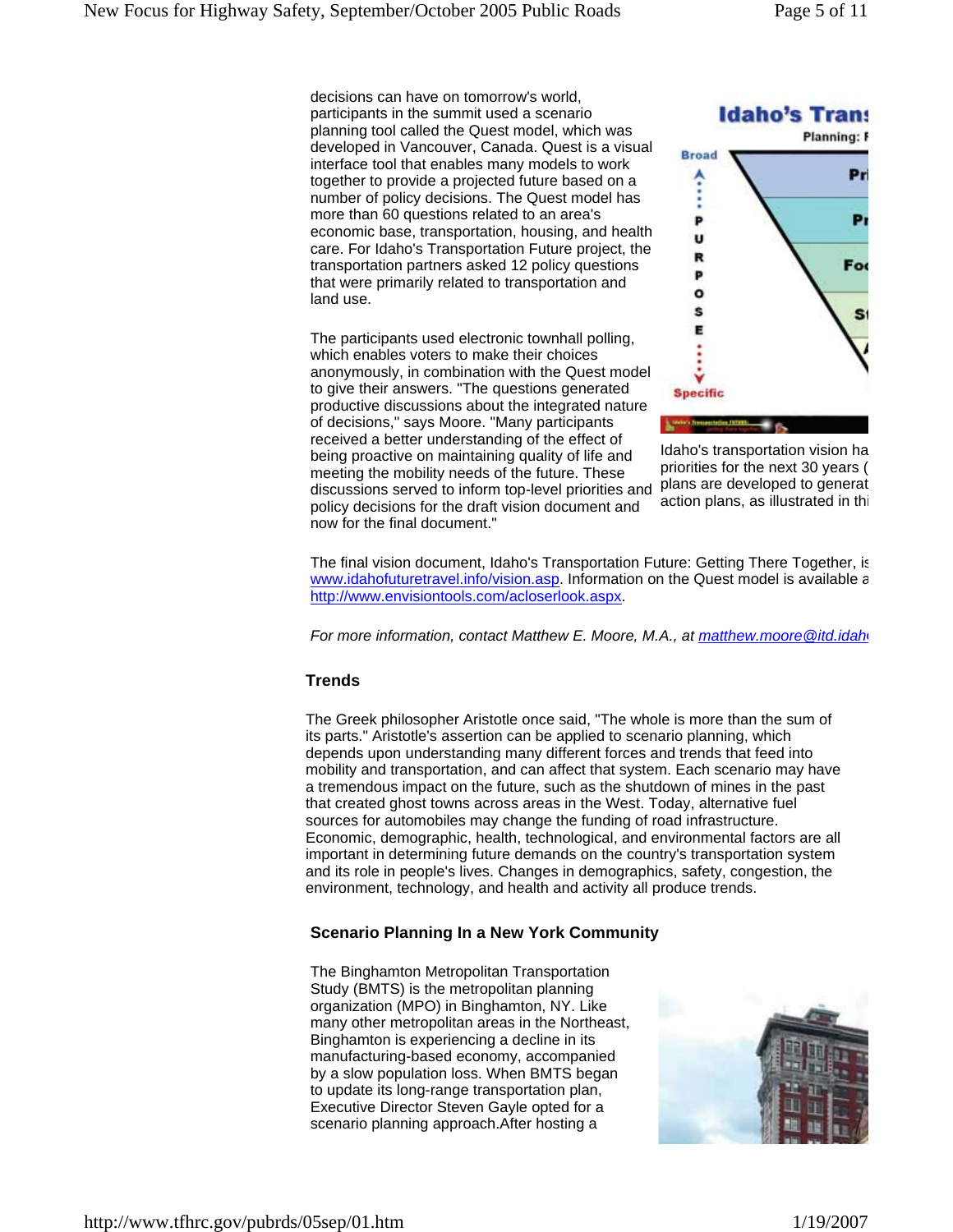decisions can have on tomorrow's world, participants in the summit used a scenario planning tool called the Quest model, which was developed in Vancouver, Canada. Quest is a visual interface tool that enables many models to work together to provide a projected future based on a number of policy decisions. The Quest model has more than 60 questions related to an area's economic base, transportation, housing, and health care. For Idaho's Transportation Future project, the transportation partners asked 12 policy questions that were primarily related to transportation and land use.

The participants used electronic townhall polling, which enables voters to make their choices anonymously, in combination with the Quest model to give their answers. "The questions generated productive discussions about the integrated nature of decisions," says Moore. "Many participants received a better understanding of the effect of being proactive on maintaining quality of life and meeting the mobility needs of the future. These discussions served to inform top-level priorities and policy decisions for the draft vision document and now for the final document."

Idaho's transportation vision ha priorities for the next 30 years ( plans are developed to generat action plans, as illustrated in thi

The final vision document, Idaho's Transportation Future: Getting There Together, is www.idahofuturetravel.info/vision.asp. Information on the Quest model is available a http://www.envisiontools.com/acloserlook.aspx.

*For more information, contact Matthew E. Moore, M.A., at matthew.moore@itd.idah*

### Trends

The Greek philosopher Aristotle once said, "The whole is more than the sum of its parts." Aristotle's assertion can be applied to scenario planning, which depends upon understanding many different forces and trends that feed into mobility and transportation, and can affect that system. Each scenario may have a tremendous impact on the future, such as the shutdown of mines in the past that created ghost towns across areas in the West. Today, alternative fuel sources for automobiles may change the funding of road infrastructure. Economic, demographic, health, technological, and environmental factors are all important in determining future demands on the country's transportation system and its role in people's lives. Changes in demographics, safety, congestion, the environment, technology, and health and activity all produce trends.

### Scenario Planning In a New York Community

The Binghamton Metropolitan Transportation Study (BMTS) is the metropolitan planning organization (MPO) in Binghamton, NY. Like many other metropolitan areas in the Northeast, Binghamton is experiencing a decline in its manufacturing-based economy, accompanied by a slow population loss. When BMTS began to update its long-range transportation plan, Executive Director Steven Gayle opted for a scenario planning approach.After hosting a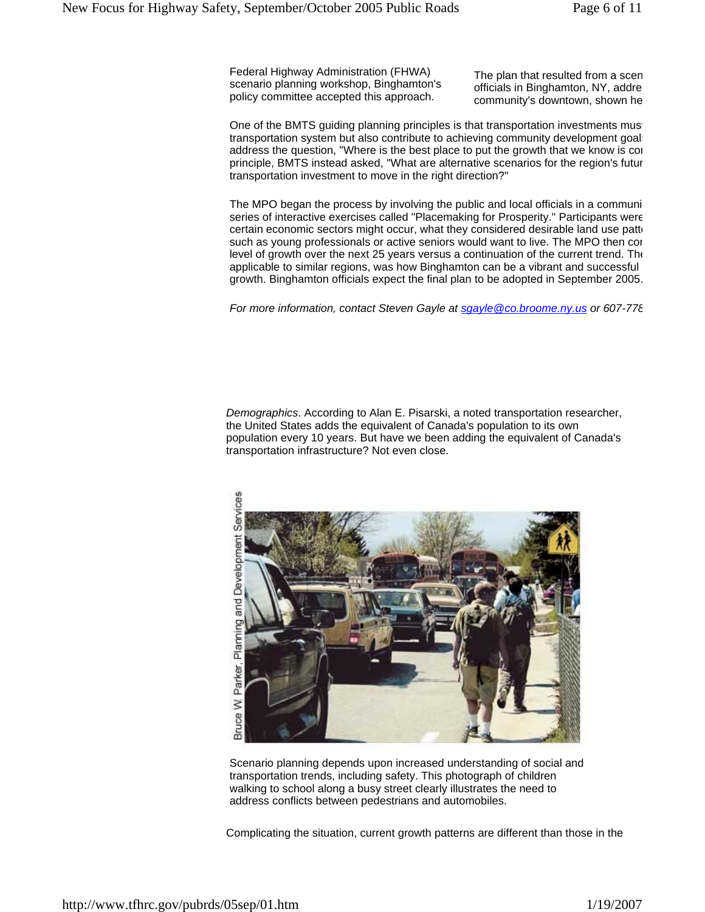Federal Highway Administration (FHWA) scenario planning workshop, Binghamton's policy committee accepted this approach.

The plan that resulted from a scen officials in Binghamton, NY, addre community's downtown, shown he

One of the BMTS guiding planning principles is that transportation investments mus transportation system but also contribute to achieving community development goal address the question, "Where is the best place to put the growth that we know is co principle, BMTS instead asked, "What are alternative scenarios for the region's futu transportation investment to move in the right direction?"

The MPO began the process by involving the public and local officials in a communi series of interactive exercises called "Placemaking for Prosperity." Participants were certain economic sectors might occur, what they considered desirable land use patt such as young professionals or active seniors would want to live. The MPO then co level of growth over the next 25 years versus a continuation of the current trend. Th applicable to similar regions, was how Binghamton can be a vibrant and successful growth. Binghamton officials expect the final plan to be adopted in September 2005.

*For more information, contact Steven Gayle at [sgayle@co.broome.ny.us](mailto:sgayle@co.broome.ny.us) or 607-778*

*Demographics*. According to Alan E. Pisarski, a noted transportation researcher, the United States adds the equivalent of Canada's population to its own population every 10 years. But have we been adding the equivalent of Canada's transportation infrastructure? Not even close.

Bruce W. Parker, Planning and Development Services

Scenario planning depends upon increased understanding of social and transportation trends, including safety. This photograph of children walking to school along a busy street clearly illustrates the need to address conflicts between pedestrians and automobiles.

Complicating the situation, current growth patterns are different than those in the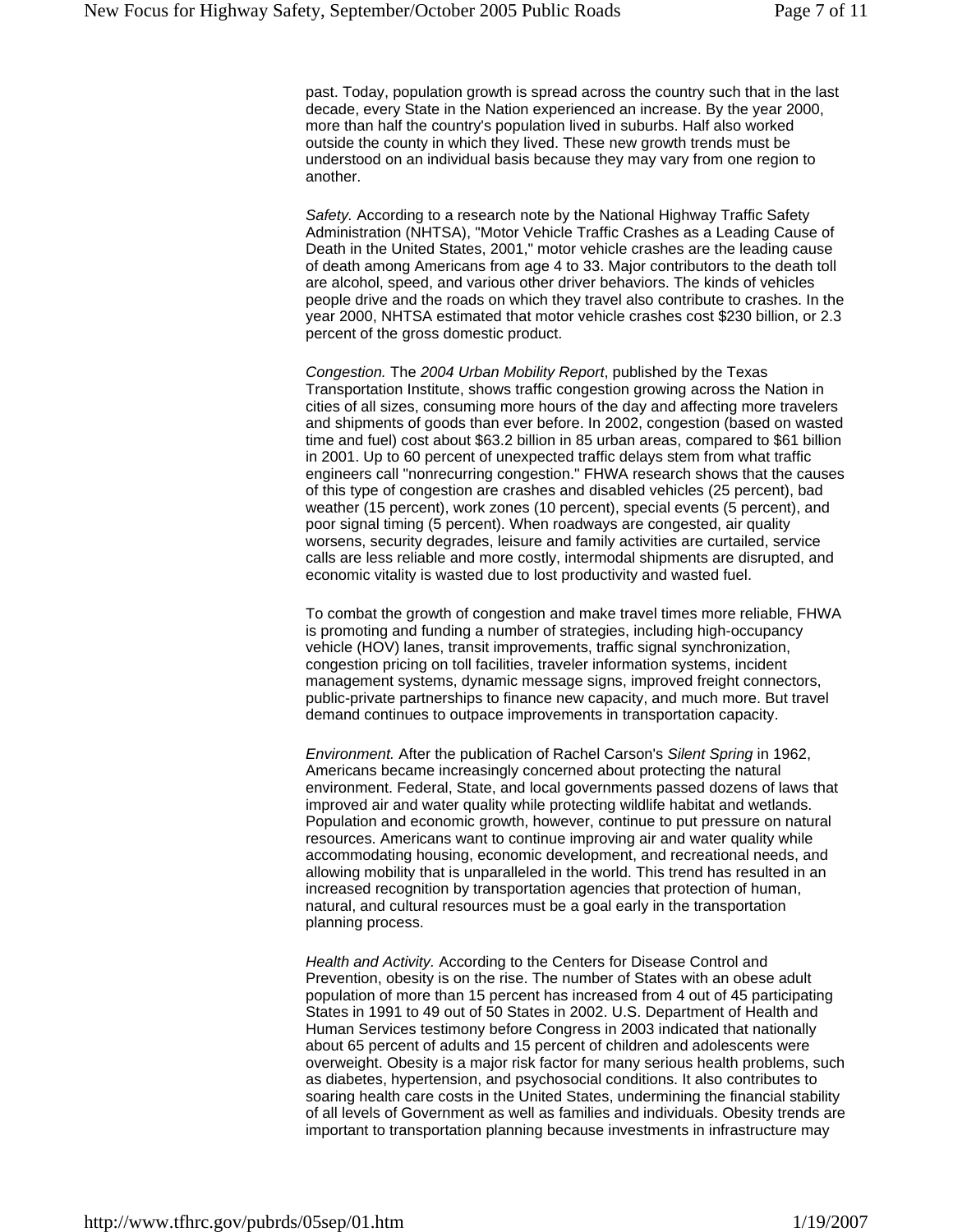past. Today, population growth is spread across the country such that in the last decade, every State in the Nation experienced an increase. By the year 2000, more than half the country's population lived in suburbs. Half also worked outside the county in which they lived. These new growth trends must be understood on an individual basis because they may vary from one region to another.

*Safety.* According to a research note by the National Highway Traffic Safety Administration (NHTSA), "Motor Vehicle Traffic Crashes as a Leading Cause of Death in the United States, 2001," motor vehicle crashes are the leading cause of death among Americans from age 4 to 33. Major contributors to the death toll are alcohol, speed, and various other driver behaviors. The kinds of vehicles people drive and the roads on which they travel also contribute to crashes. In the year 2000, NHTSA estimated that motor vehicle crashes cost $230 billion, or 2.3 percent of the gross domestic product.

*Congestion.* The *2004 Urban Mobility Report*, published by the Texas Transportation Institute, shows traffic congestion growing across the Nation in cities of all sizes, consuming more hours of the day and affecting more travelers and shipments of goods than ever before. In 2002, congestion (based on wasted time and fuel) cost about $63.2 billion in 85 urban areas, compared to $61 billion in 2001. Up to 60 percent of unexpected traffic delays stem from what traffic engineers call "nonrecurring congestion." FHWA research shows that the causes of this type of congestion are crashes and disabled vehicles (25 percent), bad weather (15 percent), work zones (10 percent), special events (5 percent), and poor signal timing (5 percent). When roadways are congested, air quality worsens, security degrades, leisure and family activities are curtailed, service calls are less reliable and more costly, intermodal shipments are disrupted, and economic vitality is wasted due to lost productivity and wasted fuel.

To combat the growth of congestion and make travel times more reliable, FHWA is promoting and funding a number of strategies, including high-occupancy vehicle (HOV) lanes, transit improvements, traffic signal synchronization, congestion pricing on toll facilities, traveler information systems, incident management systems, dynamic message signs, improved freight connectors, public-private partnerships to finance new capacity, and much more. But travel demand continues to outpace improvements in transportation capacity.

*Environment.* After the publication of Rachel Carson's *Silent Spring* in 1962, Americans became increasingly concerned about protecting the natural environment. Federal, State, and local governments passed dozens of laws that improved air and water quality while protecting wildlife habitat and wetlands. Population and economic growth, however, continue to put pressure on natural resources. Americans want to continue improving air and water quality while accommodating housing, economic development, and recreational needs, and allowing mobility that is unparalleled in the world. This trend has resulted in an increased recognition by transportation agencies that protection of human, natural, and cultural resources must be a goal early in the transportation planning process.

*Health and Activity.* According to the Centers for Disease Control and Prevention, obesity is on the rise. The number of States with an obese adult population of more than 15 percent has increased from 4 out of 45 participating States in 1991 to 49 out of 50 States in 2002. U.S. Department of Health and Human Services testimony before Congress in 2003 indicated that nationally about 65 percent of adults and 15 percent of children and adolescents were overweight. Obesity is a major risk factor for many serious health problems, such as diabetes, hypertension, and psychosocial conditions. It also contributes to soaring health care costs in the United States, undermining the financial stability of all levels of Government as well as families and individuals. Obesity trends are important to transportation planning because investments in infrastructure may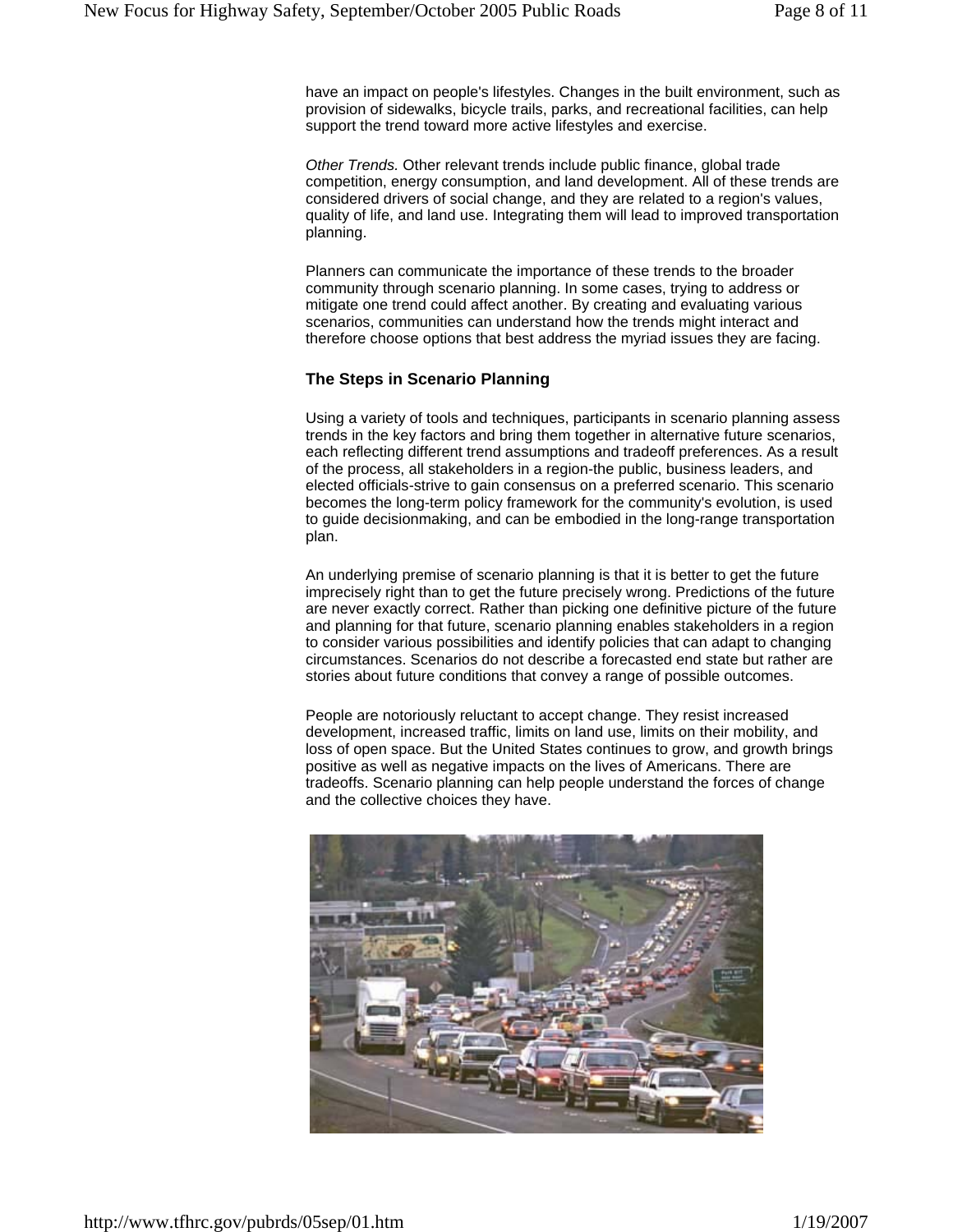have an impact on people's lifestyles. Changes in the built environment, such as provision of sidewalks, bicycle trails, parks, and recreational facilities, can help support the trend toward more active lifestyles and exercise.

*Other Trends.* Other relevant trends include public finance, global trade competition, energy consumption, and land development. All of these trends are considered drivers of social change, and they are related to a region's values, quality of life, and land use. Integrating them will lead to improved transportation planning.

Planners can communicate the importance of these trends to the broader community through scenario planning. In some cases, trying to address or mitigate one trend could affect another. By creating and evaluating various scenarios, communities can understand how the trends might interact and therefore choose options that best address the myriad issues they are facing.

### The Steps in Scenario Planning

Using a variety of tools and techniques, participants in scenario planning assess trends in the key factors and bring them together in alternative future scenarios, each reflecting different trend assumptions and tradeoff preferences. As a result of the process, all stakeholders in a region-the public, business leaders, and elected officials-strive to gain consensus on a preferred scenario. This scenario becomes the long-term policy framework for the community's evolution, is used to guide decisionmaking, and can be embodied in the long-range transportation plan.

An underlying premise of scenario planning is that it is better to get the future imprecisely right than to get the future precisely wrong. Predictions of the future are never exactly correct. Rather than picking one definitive picture of the future and planning for that future, scenario planning enables stakeholders in a region to consider various possibilities and identify policies that can adapt to changing circumstances. Scenarios do not describe a forecasted end state but rather are stories about future conditions that convey a range of possible outcomes.

People are notoriously reluctant to accept change. They resist increased development, increased traffic, limits on land use, limits on their mobility, and loss of open space. But the United States continues to grow, and growth brings positive as well as negative impacts on the lives of Americans. There are tradeoffs. Scenario planning can help people understand the forces of change and the collective choices they have.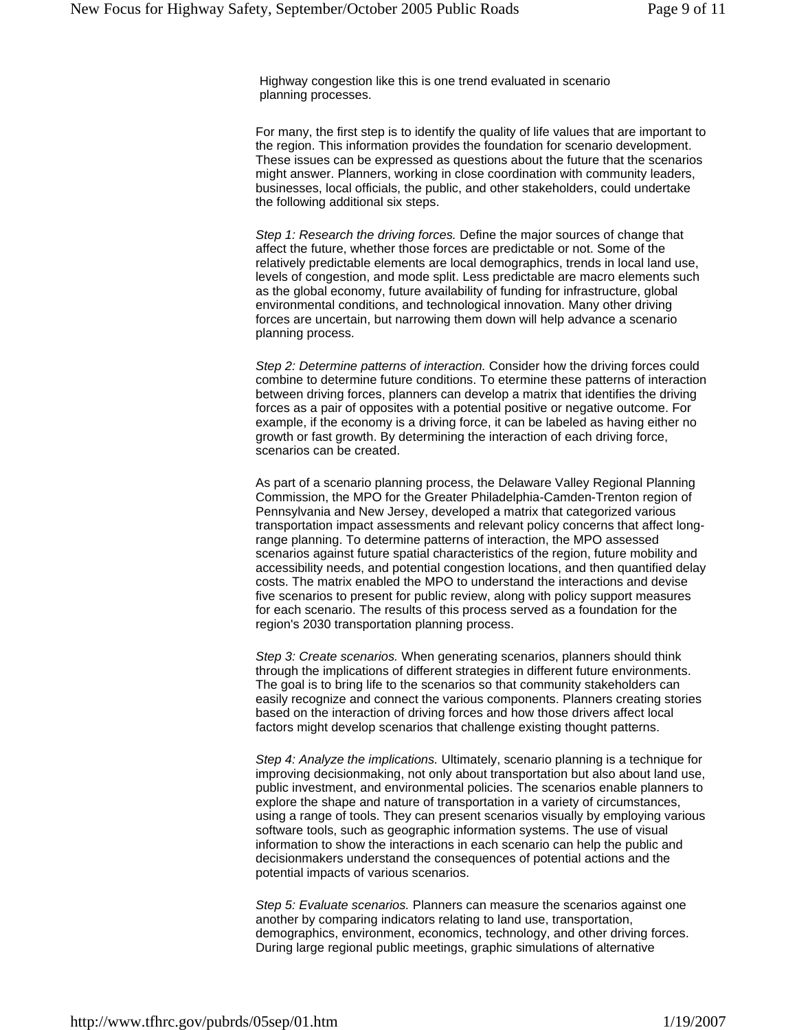Highway congestion like this is one trend evaluated in scenario planning processes.

For many, the first step is to identify the quality of life values that are important to the region. This information provides the foundation for scenario development. These issues can be expressed as questions about the future that the scenarios might answer. Planners, working in close coordination with community leaders, businesses, local officials, the public, and other stakeholders, could undertake the following additional six steps.

*Step 1: Research the driving forces.* Define the major sources of change that affect the future, whether those forces are predictable or not. Some of the relatively predictable elements are local demographics, trends in local land use, levels of congestion, and mode split. Less predictable are macro elements such as the global economy, future availability of funding for infrastructure, global environmental conditions, and technological innovation. Many other driving forces are uncertain, but narrowing them down will help advance a scenario planning process.

*Step 2: Determine patterns of interaction.* Consider how the driving forces could combine to determine future conditions. To etermine these patterns of interaction between driving forces, planners can develop a matrix that identifies the driving forces as a pair of opposites with a potential positive or negative outcome. For example, if the economy is a driving force, it can be labeled as having either no growth or fast growth. By determining the interaction of each driving force, scenarios can be created.

As part of a scenario planning process, the Delaware Valley Regional Planning Commission, the MPO for the Greater Philadelphia-Camden-Trenton region of Pennsylvania and New Jersey, developed a matrix that categorized various transportation impact assessments and relevant policy concerns that affect long-range planning. To determine patterns of interaction, the MPO assessed scenarios against future spatial characteristics of the region, future mobility and accessibility needs, and potential congestion locations, and then quantified delay costs. The matrix enabled the MPO to understand the interactions and devise five scenarios to present for public review, along with policy support measures for each scenario. The results of this process served as a foundation for the region's 2030 transportation planning process.

*Step 3: Create scenarios.* When generating scenarios, planners should think through the implications of different strategies in different future environments. The goal is to bring life to the scenarios so that community stakeholders can easily recognize and connect the various components. Planners creating stories based on the interaction of driving forces and how those drivers affect local factors might develop scenarios that challenge existing thought patterns.

*Step 4: Analyze the implications.* Ultimately, scenario planning is a technique for improving decisionmaking, not only about transportation but also about land use, public investment, and environmental policies. The scenarios enable planners to explore the shape and nature of transportation in a variety of circumstances, using a range of tools. They can present scenarios visually by employing various software tools, such as geographic information systems. The use of visual information to show the interactions in each scenario can help the public and decisionmakers understand the consequences of potential actions and the potential impacts of various scenarios.

*Step 5: Evaluate scenarios.* Planners can measure the scenarios against one another by comparing indicators relating to land use, transportation, demographics, environment, economics, technology, and other driving forces. During large regional public meetings, graphic simulations of alternative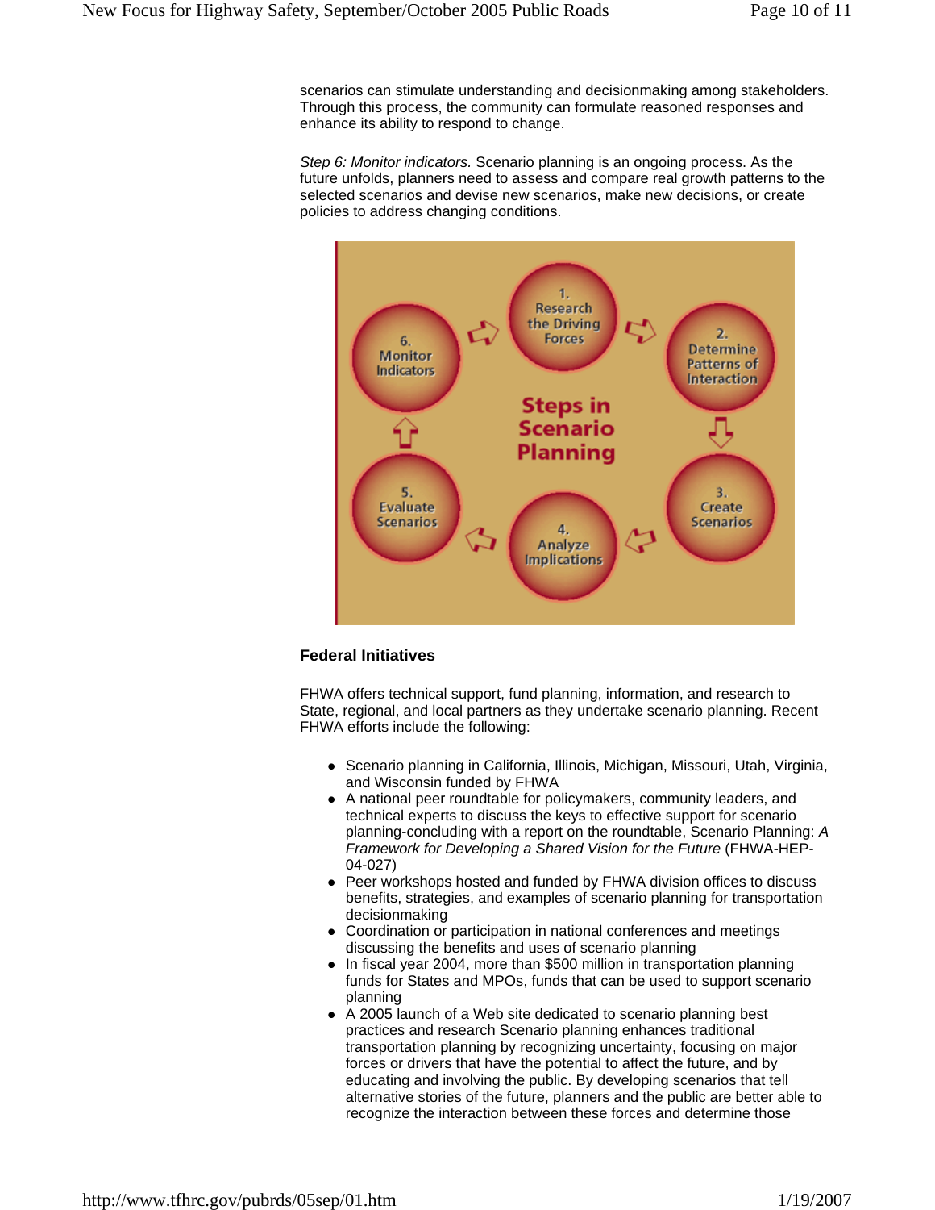scenarios can stimulate understanding and decisionmaking among stakeholders. Through this process, the community can formulate reasoned responses and enhance its ability to respond to change.

*Step 6: Monitor indicators.* Scenario planning is an ongoing process. As the future unfolds, planners need to assess and compare real growth patterns to the selected scenarios and devise new scenarios, make new decisions, or create policies to address changing conditions.

**Steps in Scenario Planning**

1. Research the Driving Forces
2. Determine Patterns of Interaction
3. Create Scenarios
4. Analyze Implications
5. Evaluate Scenarios
6. Monitor Indicators

### Federal Initiatives

FHWA offers technical support, fund planning, information, and research to State, regional, and local partners as they undertake scenario planning. Recent FHWA efforts include the following:

- Scenario planning in California, Illinois, Michigan, Missouri, Utah, Virginia, and Wisconsin funded by FHWA
- A national peer roundtable for policymakers, community leaders, and technical experts to discuss the keys to effective support for scenario planning-concluding with a report on the roundtable, Scenario Planning: *A Framework for Developing a Shared Vision for the Future* (FHWA-HEP-04-027)
- Peer workshops hosted and funded by FHWA division offices to discuss benefits, strategies, and examples of scenario planning for transportation decisionmaking
- Coordination or participation in national conferences and meetings discussing the benefits and uses of scenario planning
- In fiscal year 2004, more than $500 million in transportation planning funds for States and MPOs, funds that can be used to support scenario planning
- A 2005 launch of a Web site dedicated to scenario planning best practices and research Scenario planning enhances traditional transportation planning by recognizing uncertainty, focusing on major forces or drivers that have the potential to affect the future, and by educating and involving the public. By developing scenarios that tell alternative stories of the future, planners and the public are better able to recognize the interaction between these forces and determine those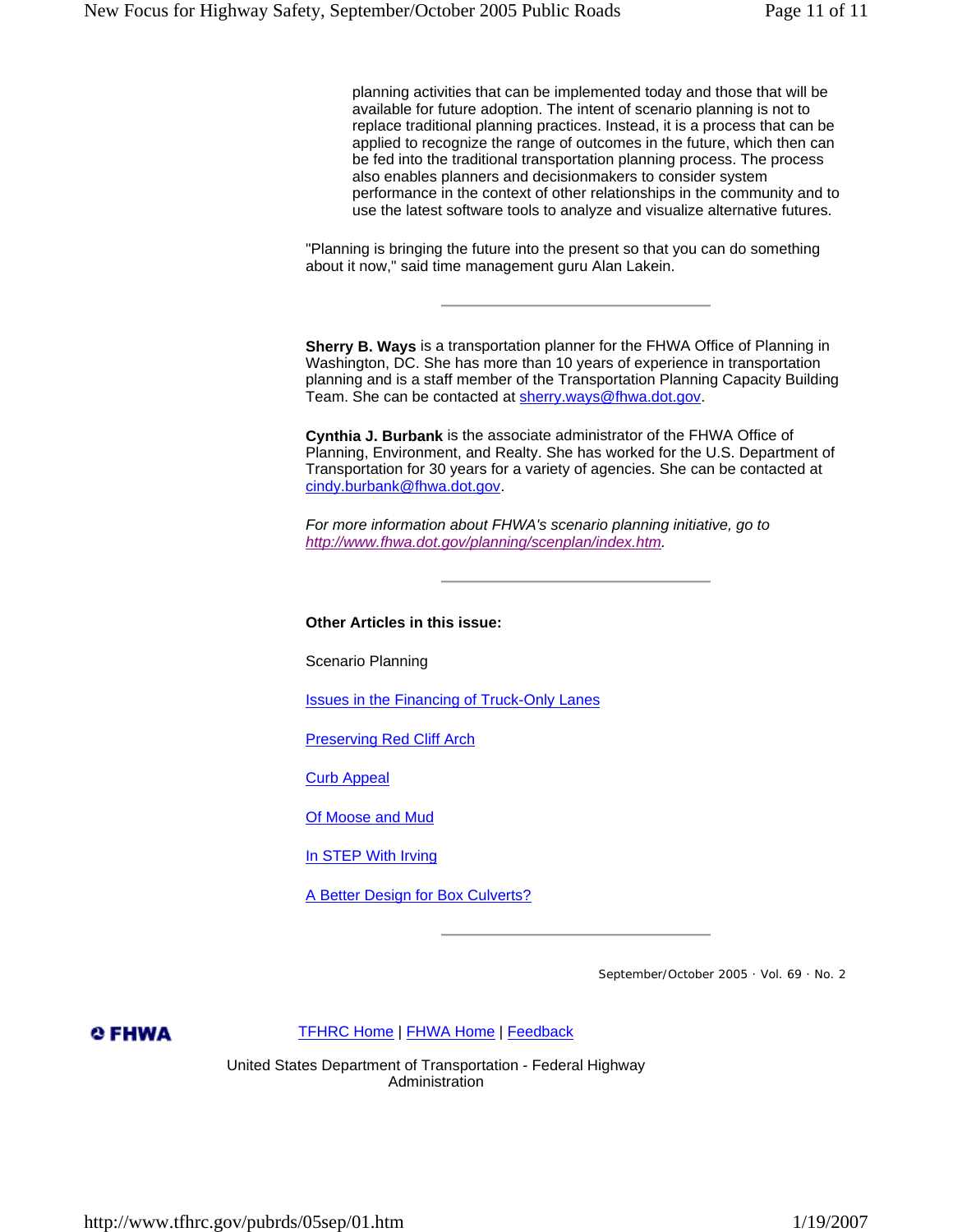planning activities that can be implemented today and those that will be available for future adoption. The intent of scenario planning is not to replace traditional planning practices. Instead, it is a process that can be applied to recognize the range of outcomes in the future, which then can be fed into the traditional transportation planning process. The process also enables planners and decisionmakers to consider system performance in the context of other relationships in the community and to use the latest software tools to analyze and visualize alternative futures.

"Planning is bringing the future into the present so that you can do something about it now," said time management guru Alan Lakein.

---

**Sherry B. Ways** is a transportation planner for the FHWA Office of Planning in Washington, DC. She has more than 10 years of experience in transportation planning and is a staff member of the Transportation Planning Capacity Building Team. She can be contacted at sherry.ways@fhwa.dot.gov.

**Cynthia J. Burbank** is the associate administrator of the FHWA Office of Planning, Environment, and Realty. She has worked for the U.S. Department of Transportation for 30 years for a variety of agencies. She can be contacted at cindy.burbank@fhwa.dot.gov.

*For more information about FHWA's scenario planning initiative, go to http://www.fhwa.dot.gov/planning/scenplan/index.htm.*

---

**Other Articles in this issue:**

Scenario Planning

Issues in the Financing of Truck-Only Lanes

Preserving Red Cliff Arch

Curb Appeal

Of Moose and Mud

In STEP With Irving

A Better Design for Box Culverts?

---

September/October 2005 · Vol. 69 · No. 2

FHWA

TFHRC Home | FHWA Home | Feedback

United States Department of Transportation - Federal Highway Administration